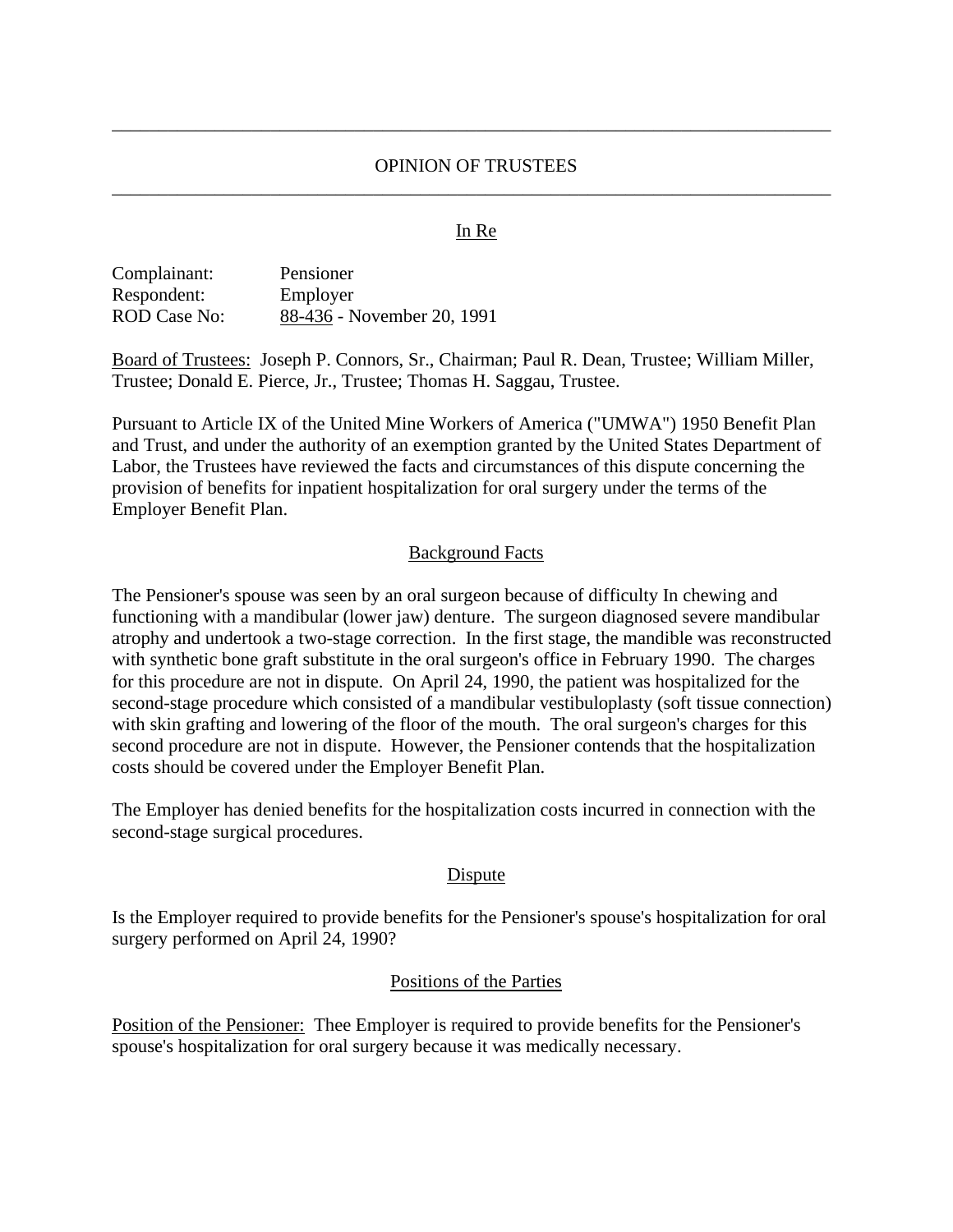---

# OPINION OF TRUSTEES

---

In Re

Complainant: Pensioner
Respondent: Employer
ROD Case No: 88-436 - November 20, 1991

Board of Trustees: Joseph P. Connors, Sr., Chairman; Paul R. Dean, Trustee; William Miller, Trustee; Donald E. Pierce, Jr., Trustee; Thomas H. Saggau, Trustee.

Pursuant to Article IX of the United Mine Workers of America ("UMWA") 1950 Benefit Plan and Trust, and under the authority of an exemption granted by the United States Department of Labor, the Trustees have reviewed the facts and circumstances of this dispute concerning the provision of benefits for inpatient hospitalization for oral surgery under the terms of the Employer Benefit Plan.

## Background Facts

The Pensioner's spouse was seen by an oral surgeon because of difficulty In chewing and functioning with a mandibular (lower jaw) denture. The surgeon diagnosed severe mandibular atrophy and undertook a two-stage correction. In the first stage, the mandible was reconstructed with synthetic bone graft substitute in the oral surgeon's office in February 1990. The charges for this procedure are not in dispute. On April 24, 1990, the patient was hospitalized for the second-stage procedure which consisted of a mandibular vestibuloplasty (soft tissue connection) with skin grafting and lowering of the floor of the mouth. The oral surgeon's charges for this second procedure are not in dispute. However, the Pensioner contends that the hospitalization costs should be covered under the Employer Benefit Plan.

The Employer has denied benefits for the hospitalization costs incurred in connection with the second-stage surgical procedures.

## Dispute

Is the Employer required to provide benefits for the Pensioner's spouse's hospitalization for oral surgery performed on April 24, 1990?

## Positions of the Parties

Position of the Pensioner: Thee Employer is required to provide benefits for the Pensioner's spouse's hospitalization for oral surgery because it was medically necessary.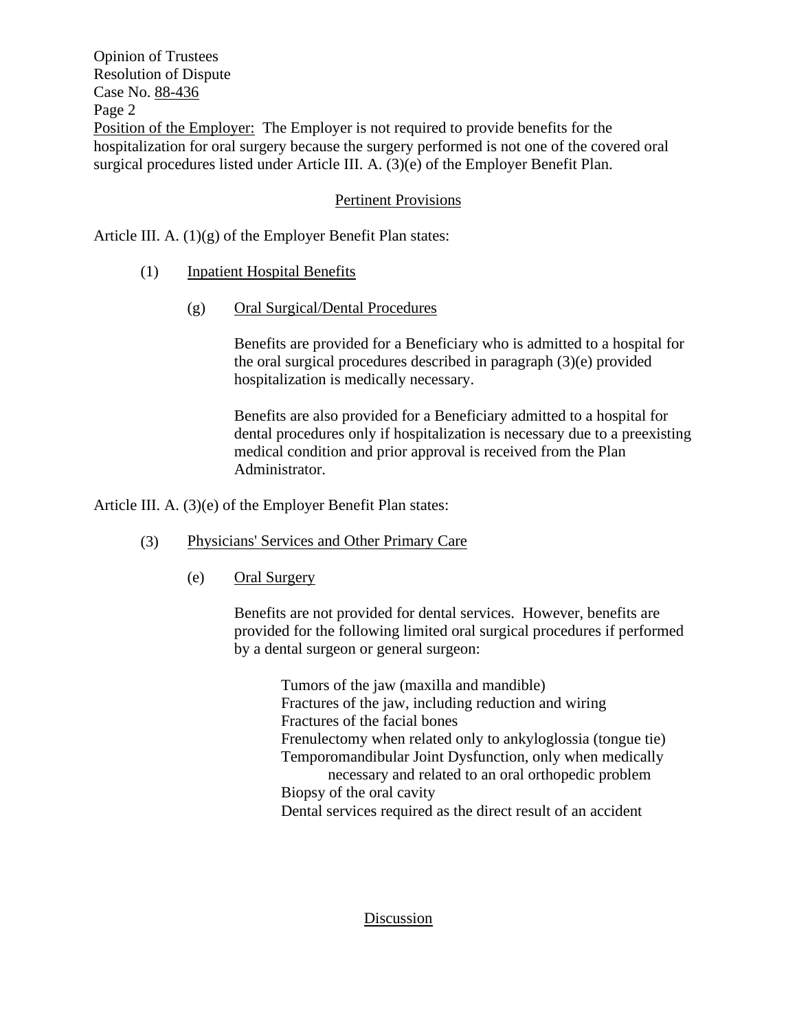Position of the Employer: The Employer is not required to provide benefits for the hospitalization for oral surgery because the surgery performed is not one of the covered oral surgical procedures listed under Article III. A. (3)(e) of the Employer Benefit Plan.

## Pertinent Provisions

Article III. A. (1)(g) of the Employer Benefit Plan states:

> (1) Inpatient Hospital Benefits
>
> > (g) Oral Surgical/Dental Procedures
> >
> > Benefits are provided for a Beneficiary who is admitted to a hospital for the oral surgical procedures described in paragraph (3)(e) provided hospitalization is medically necessary.
> >
> > Benefits are also provided for a Beneficiary admitted to a hospital for dental procedures only if hospitalization is necessary due to a preexisting medical condition and prior approval is received from the Plan Administrator.

Article III. A. (3)(e) of the Employer Benefit Plan states:

> (3) Physicians' Services and Other Primary Care
>
> > (e) Oral Surgery
> >
> > Benefits are not provided for dental services. However, benefits are provided for the following limited oral surgical procedures if performed by a dental surgeon or general surgeon:
> >
> > Tumors of the jaw (maxilla and mandible)
> > Fractures of the jaw, including reduction and wiring
> > Fractures of the facial bones
> > Frenulectomy when related only to ankyloglossia (tongue tie)
> > Temporomandibular Joint Dysfunction, only when medically necessary and related to an oral orthopedic problem
> > Biopsy of the oral cavity
> > Dental services required as the direct result of an accident

## Discussion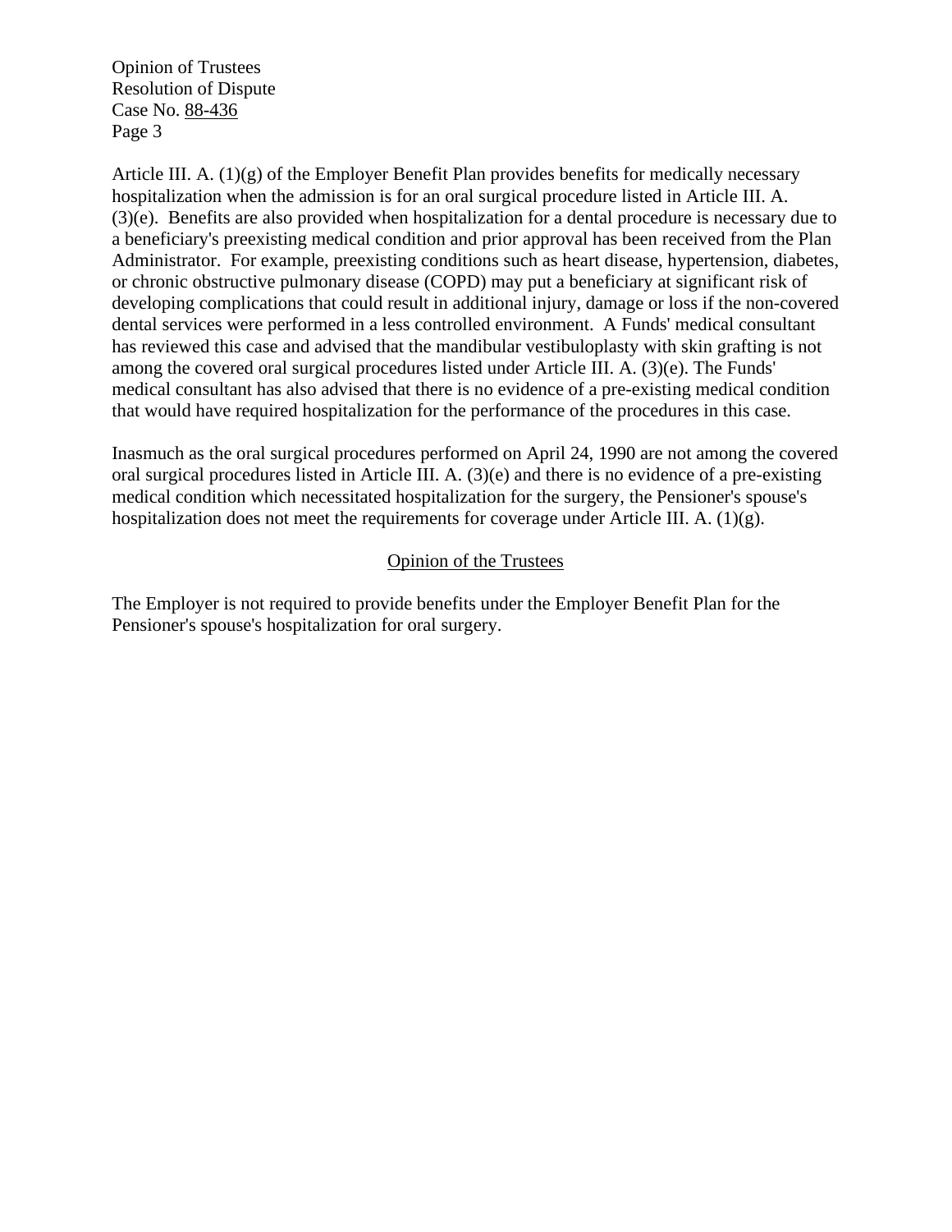Article III. A. (1)(g) of the Employer Benefit Plan provides benefits for medically necessary hospitalization when the admission is for an oral surgical procedure listed in Article III. A. (3)(e). Benefits are also provided when hospitalization for a dental procedure is necessary due to a beneficiary's preexisting medical condition and prior approval has been received from the Plan Administrator. For example, preexisting conditions such as heart disease, hypertension, diabetes, or chronic obstructive pulmonary disease (COPD) may put a beneficiary at significant risk of developing complications that could result in additional injury, damage or loss if the non-covered dental services were performed in a less controlled environment. A Funds' medical consultant has reviewed this case and advised that the mandibular vestibuloplasty with skin grafting is not among the covered oral surgical procedures listed under Article III. A. (3)(e). The Funds' medical consultant has also advised that there is no evidence of a pre-existing medical condition that would have required hospitalization for the performance of the procedures in this case.

Inasmuch as the oral surgical procedures performed on April 24, 1990 are not among the covered oral surgical procedures listed in Article III. A. (3)(e) and there is no evidence of a pre-existing medical condition which necessitated hospitalization for the surgery, the Pensioner's spouse's hospitalization does not meet the requirements for coverage under Article III. A. (1)(g).

## Opinion of the Trustees

The Employer is not required to provide benefits under the Employer Benefit Plan for the Pensioner's spouse's hospitalization for oral surgery.